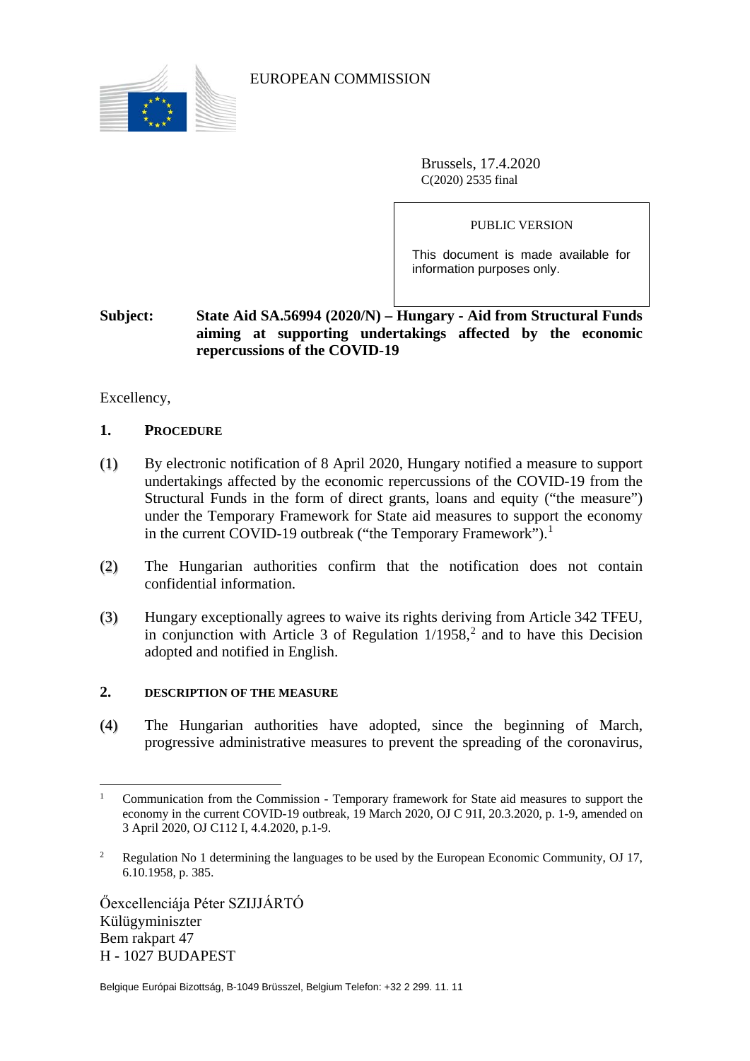EUROPEAN COMMISSION

Brussels, 17.4.2020
C(2020) 2535 final

PUBLIC VERSION

This document is made available for information purposes only.

**Subject: State Aid SA.56994 (2020/N) – Hungary - Aid from Structural Funds aiming at supporting undertakings affected by the economic repercussions of the COVID-19**

Excellency,

## 1. PROCEDURE

(1) By electronic notification of 8 April 2020, Hungary notified a measure to support undertakings affected by the economic repercussions of the COVID-19 from the Structural Funds in the form of direct grants, loans and equity ("the measure") under the Temporary Framework for State aid measures to support the economy in the current COVID-19 outbreak ("the Temporary Framework").[1]

(2) The Hungarian authorities confirm that the notification does not contain confidential information.

(3) Hungary exceptionally agrees to waive its rights deriving from Article 342 TFEU, in conjunction with Article 3 of Regulation 1/1958,[2] and to have this Decision adopted and notified in English.

## 2. DESCRIPTION OF THE MEASURE

(4) The Hungarian authorities have adopted, since the beginning of March, progressive administrative measures to prevent the spreading of the coronavirus,

---

[1] Communication from the Commission - Temporary framework for State aid measures to support the economy in the current COVID-19 outbreak, 19 March 2020, OJ C 91I, 20.3.2020, p. 1-9, amended on 3 April 2020, OJ C112 I, 4.4.2020, p.1-9.

[2] Regulation No 1 determining the languages to be used by the European Economic Community, OJ 17, 6.10.1958, p. 385.

Őexcellenciája Péter SZIJJÁRTÓ
Külügyminiszter
Bem rakpart 47
H - 1027 BUDAPEST

Belgique Európai Bizottság, B-1049 Brüsszel, Belgium Telefon: +32 2 299. 11. 11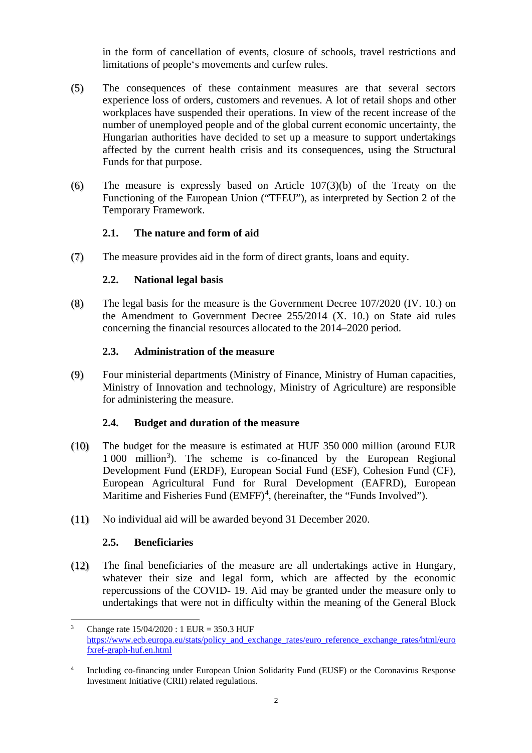in the form of cancellation of events, closure of schools, travel restrictions and limitations of people's movements and curfew rules.

(5) The consequences of these containment measures are that several sectors experience loss of orders, customers and revenues. A lot of retail shops and other workplaces have suspended their operations. In view of the recent increase of the number of unemployed people and of the global current economic uncertainty, the Hungarian authorities have decided to set up a measure to support undertakings affected by the current health crisis and its consequences, using the Structural Funds for that purpose.

(6) The measure is expressly based on Article 107(3)(b) of the Treaty on the Functioning of the European Union ("TFEU"), as interpreted by Section 2 of the Temporary Framework.

### 2.1. The nature and form of aid

(7) The measure provides aid in the form of direct grants, loans and equity.

### 2.2. National legal basis

(8) The legal basis for the measure is the Government Decree 107/2020 (IV. 10.) on the Amendment to Government Decree 255/2014 (X. 10.) on State aid rules concerning the financial resources allocated to the 2014–2020 period.

### 2.3. Administration of the measure

(9) Four ministerial departments (Ministry of Finance, Ministry of Human capacities, Ministry of Innovation and technology, Ministry of Agriculture) are responsible for administering the measure.

### 2.4. Budget and duration of the measure

(10) The budget for the measure is estimated at HUF 350 000 million (around EUR 1 000 million[3]). The scheme is co-financed by the European Regional Development Fund (ERDF), European Social Fund (ESF), Cohesion Fund (CF), European Agricultural Fund for Rural Development (EAFRD), European Maritime and Fisheries Fund (EMFF)[4], (hereinafter, the "Funds Involved").

(11) No individual aid will be awarded beyond 31 December 2020.

### 2.5. Beneficiaries

(12) The final beneficiaries of the measure are all undertakings active in Hungary, whatever their size and legal form, which are affected by the economic repercussions of the COVID- 19. Aid may be granted under the measure only to undertakings that were not in difficulty within the meaning of the General Block

---

[3] Change rate 15/04/2020 : 1 EUR = 350.3 HUF https://www.ecb.europa.eu/stats/policy_and_exchange_rates/euro_reference_exchange_rates/html/eurofxref-graph-huf.en.html

[4] Including co-financing under European Union Solidarity Fund (EUSF) or the Coronavirus Response Investment Initiative (CRII) related regulations.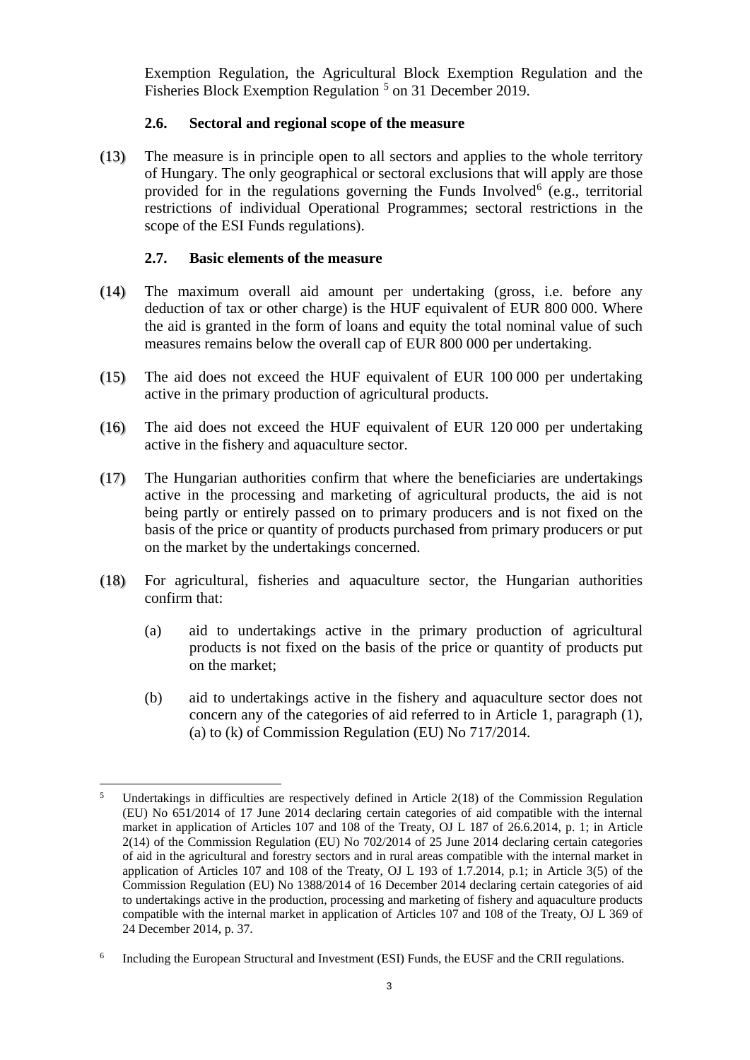Exemption Regulation, the Agricultural Block Exemption Regulation and the Fisheries Block Exemption Regulation [5] on 31 December 2019.

### 2.6. Sectoral and regional scope of the measure

(13) The measure is in principle open to all sectors and applies to the whole territory of Hungary. The only geographical or sectoral exclusions that will apply are those provided for in the regulations governing the Funds Involved[6] (e.g., territorial restrictions of individual Operational Programmes; sectoral restrictions in the scope of the ESI Funds regulations).

### 2.7. Basic elements of the measure

(14) The maximum overall aid amount per undertaking (gross, i.e. before any deduction of tax or other charge) is the HUF equivalent of EUR 800 000. Where the aid is granted in the form of loans and equity the total nominal value of such measures remains below the overall cap of EUR 800 000 per undertaking.

(15) The aid does not exceed the HUF equivalent of EUR 100 000 per undertaking active in the primary production of agricultural products.

(16) The aid does not exceed the HUF equivalent of EUR 120 000 per undertaking active in the fishery and aquaculture sector.

(17) The Hungarian authorities confirm that where the beneficiaries are undertakings active in the processing and marketing of agricultural products, the aid is not being partly or entirely passed on to primary producers and is not fixed on the basis of the price or quantity of products purchased from primary producers or put on the market by the undertakings concerned.

(18) For agricultural, fisheries and aquaculture sector, the Hungarian authorities confirm that:

(a) aid to undertakings active in the primary production of agricultural products is not fixed on the basis of the price or quantity of products put on the market;

(b) aid to undertakings active in the fishery and aquaculture sector does not concern any of the categories of aid referred to in Article 1, paragraph (1), (a) to (k) of Commission Regulation (EU) No 717/2014.

---

[5] Undertakings in difficulties are respectively defined in Article 2(18) of the Commission Regulation (EU) No 651/2014 of 17 June 2014 declaring certain categories of aid compatible with the internal market in application of Articles 107 and 108 of the Treaty, OJ L 187 of 26.6.2014, p. 1; in Article 2(14) of the Commission Regulation (EU) No 702/2014 of 25 June 2014 declaring certain categories of aid in the agricultural and forestry sectors and in rural areas compatible with the internal market in application of Articles 107 and 108 of the Treaty, OJ L 193 of 1.7.2014, p.1; in Article 3(5) of the Commission Regulation (EU) No 1388/2014 of 16 December 2014 declaring certain categories of aid to undertakings active in the production, processing and marketing of fishery and aquaculture products compatible with the internal market in application of Articles 107 and 108 of the Treaty, OJ L 369 of 24 December 2014, p. 37.

[6] Including the European Structural and Investment (ESI) Funds, the EUSF and the CRII regulations.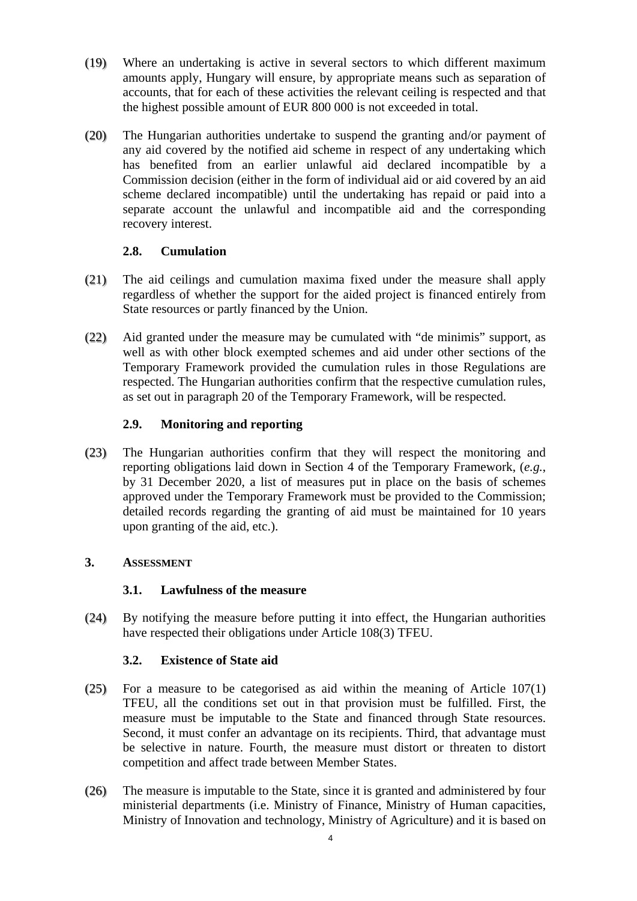(19) Where an undertaking is active in several sectors to which different maximum amounts apply, Hungary will ensure, by appropriate means such as separation of accounts, that for each of these activities the relevant ceiling is respected and that the highest possible amount of EUR 800 000 is not exceeded in total.

(20) The Hungarian authorities undertake to suspend the granting and/or payment of any aid covered by the notified aid scheme in respect of any undertaking which has benefited from an earlier unlawful aid declared incompatible by a Commission decision (either in the form of individual aid or aid covered by an aid scheme declared incompatible) until the undertaking has repaid or paid into a separate account the unlawful and incompatible aid and the corresponding recovery interest.

### 2.8. Cumulation

(21) The aid ceilings and cumulation maxima fixed under the measure shall apply regardless of whether the support for the aided project is financed entirely from State resources or partly financed by the Union.

(22) Aid granted under the measure may be cumulated with "de minimis" support, as well as with other block exempted schemes and aid under other sections of the Temporary Framework provided the cumulation rules in those Regulations are respected. The Hungarian authorities confirm that the respective cumulation rules, as set out in paragraph 20 of the Temporary Framework, will be respected.

### 2.9. Monitoring and reporting

(23) The Hungarian authorities confirm that they will respect the monitoring and reporting obligations laid down in Section 4 of the Temporary Framework, (*e.g.*, by 31 December 2020, a list of measures put in place on the basis of schemes approved under the Temporary Framework must be provided to the Commission; detailed records regarding the granting of aid must be maintained for 10 years upon granting of the aid, etc.).

## 3. Assessment

### 3.1. Lawfulness of the measure

(24) By notifying the measure before putting it into effect, the Hungarian authorities have respected their obligations under Article 108(3) TFEU.

### 3.2. Existence of State aid

(25) For a measure to be categorised as aid within the meaning of Article 107(1) TFEU, all the conditions set out in that provision must be fulfilled. First, the measure must be imputable to the State and financed through State resources. Second, it must confer an advantage on its recipients. Third, that advantage must be selective in nature. Fourth, the measure must distort or threaten to distort competition and affect trade between Member States.

(26) The measure is imputable to the State, since it is granted and administered by four ministerial departments (i.e. Ministry of Finance, Ministry of Human capacities, Ministry of Innovation and technology, Ministry of Agriculture) and it is based on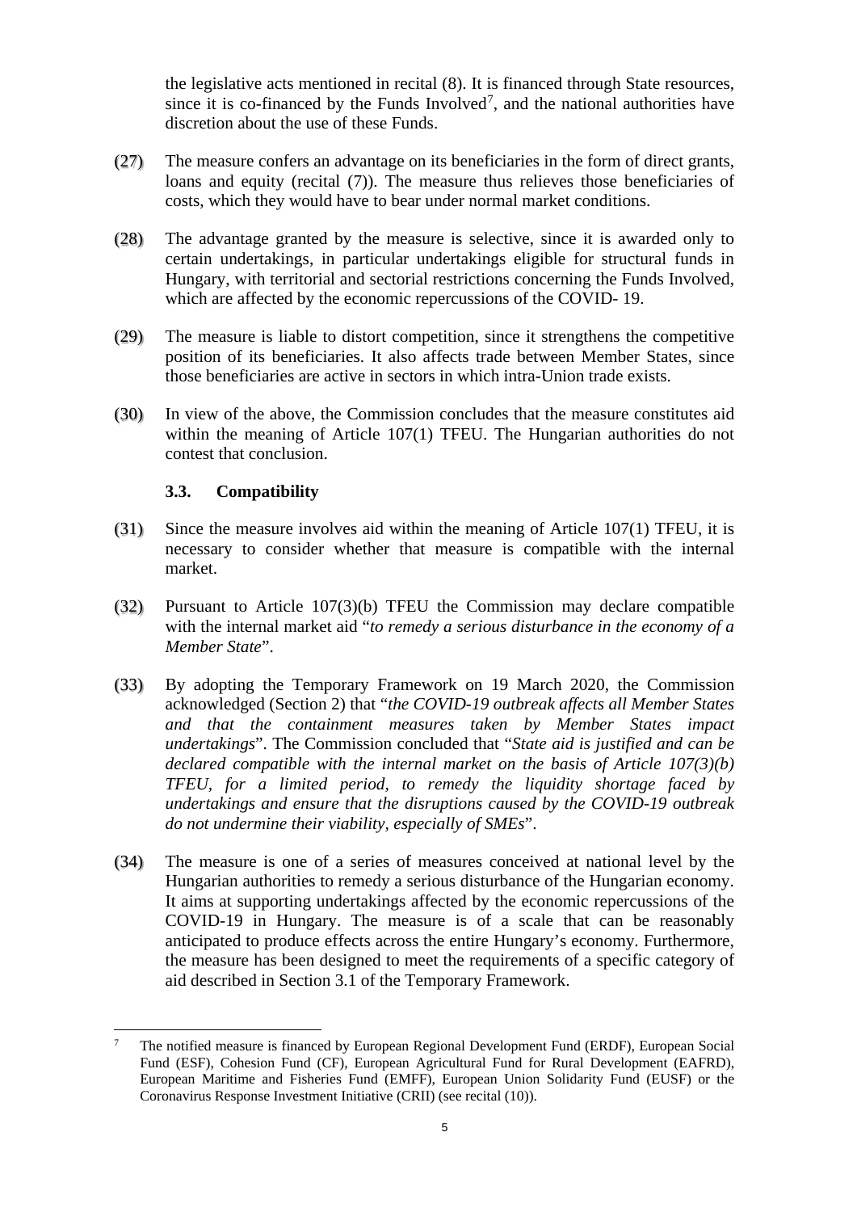the legislative acts mentioned in recital (8). It is financed through State resources, since it is co-financed by the Funds Involved[7], and the national authorities have discretion about the use of these Funds.

(27) The measure confers an advantage on its beneficiaries in the form of direct grants, loans and equity (recital (7)). The measure thus relieves those beneficiaries of costs, which they would have to bear under normal market conditions.

(28) The advantage granted by the measure is selective, since it is awarded only to certain undertakings, in particular undertakings eligible for structural funds in Hungary, with territorial and sectorial restrictions concerning the Funds Involved, which are affected by the economic repercussions of the COVID- 19.

(29) The measure is liable to distort competition, since it strengthens the competitive position of its beneficiaries. It also affects trade between Member States, since those beneficiaries are active in sectors in which intra-Union trade exists.

(30) In view of the above, the Commission concludes that the measure constitutes aid within the meaning of Article 107(1) TFEU. The Hungarian authorities do not contest that conclusion.

### 3.3. Compatibility

(31) Since the measure involves aid within the meaning of Article 107(1) TFEU, it is necessary to consider whether that measure is compatible with the internal market.

(32) Pursuant to Article 107(3)(b) TFEU the Commission may declare compatible with the internal market aid "*to remedy a serious disturbance in the economy of a Member State*".

(33) By adopting the Temporary Framework on 19 March 2020, the Commission acknowledged (Section 2) that "*the COVID-19 outbreak affects all Member States and that the containment measures taken by Member States impact undertakings*". The Commission concluded that "*State aid is justified and can be declared compatible with the internal market on the basis of Article 107(3)(b) TFEU, for a limited period, to remedy the liquidity shortage faced by undertakings and ensure that the disruptions caused by the COVID-19 outbreak do not undermine their viability, especially of SMEs*".

(34) The measure is one of a series of measures conceived at national level by the Hungarian authorities to remedy a serious disturbance of the Hungarian economy. It aims at supporting undertakings affected by the economic repercussions of the COVID-19 in Hungary. The measure is of a scale that can be reasonably anticipated to produce effects across the entire Hungary's economy. Furthermore, the measure has been designed to meet the requirements of a specific category of aid described in Section 3.1 of the Temporary Framework.

---

[7] The notified measure is financed by European Regional Development Fund (ERDF), European Social Fund (ESF), Cohesion Fund (CF), European Agricultural Fund for Rural Development (EAFRD), European Maritime and Fisheries Fund (EMFF), European Union Solidarity Fund (EUSF) or the Coronavirus Response Investment Initiative (CRII) (see recital (10)).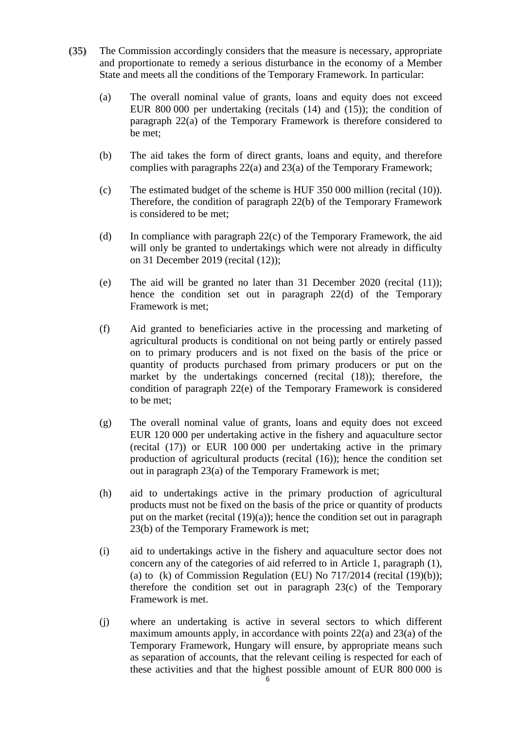(35) The Commission accordingly considers that the measure is necessary, appropriate and proportionate to remedy a serious disturbance in the economy of a Member State and meets all the conditions of the Temporary Framework. In particular:

(a) The overall nominal value of grants, loans and equity does not exceed EUR 800 000 per undertaking (recitals (14) and (15)); the condition of paragraph 22(a) of the Temporary Framework is therefore considered to be met;

(b) The aid takes the form of direct grants, loans and equity, and therefore complies with paragraphs 22(a) and 23(a) of the Temporary Framework;

(c) The estimated budget of the scheme is HUF 350 000 million (recital (10)). Therefore, the condition of paragraph 22(b) of the Temporary Framework is considered to be met;

(d) In compliance with paragraph 22(c) of the Temporary Framework, the aid will only be granted to undertakings which were not already in difficulty on 31 December 2019 (recital (12));

(e) The aid will be granted no later than 31 December 2020 (recital (11)); hence the condition set out in paragraph 22(d) of the Temporary Framework is met;

(f) Aid granted to beneficiaries active in the processing and marketing of agricultural products is conditional on not being partly or entirely passed on to primary producers and is not fixed on the basis of the price or quantity of products purchased from primary producers or put on the market by the undertakings concerned (recital (18)); therefore, the condition of paragraph 22(e) of the Temporary Framework is considered to be met;

(g) The overall nominal value of grants, loans and equity does not exceed EUR 120 000 per undertaking active in the fishery and aquaculture sector (recital (17)) or EUR 100 000 per undertaking active in the primary production of agricultural products (recital (16)); hence the condition set out in paragraph 23(a) of the Temporary Framework is met;

(h) aid to undertakings active in the primary production of agricultural products must not be fixed on the basis of the price or quantity of products put on the market (recital (19)(a)); hence the condition set out in paragraph 23(b) of the Temporary Framework is met;

(i) aid to undertakings active in the fishery and aquaculture sector does not concern any of the categories of aid referred to in Article 1, paragraph (1), (a) to (k) of Commission Regulation (EU) No 717/2014 (recital (19)(b)); therefore the condition set out in paragraph 23(c) of the Temporary Framework is met.

(j) where an undertaking is active in several sectors to which different maximum amounts apply, in accordance with points 22(a) and 23(a) of the Temporary Framework, Hungary will ensure, by appropriate means such as separation of accounts, that the relevant ceiling is respected for each of these activities and that the highest possible amount of EUR 800 000 is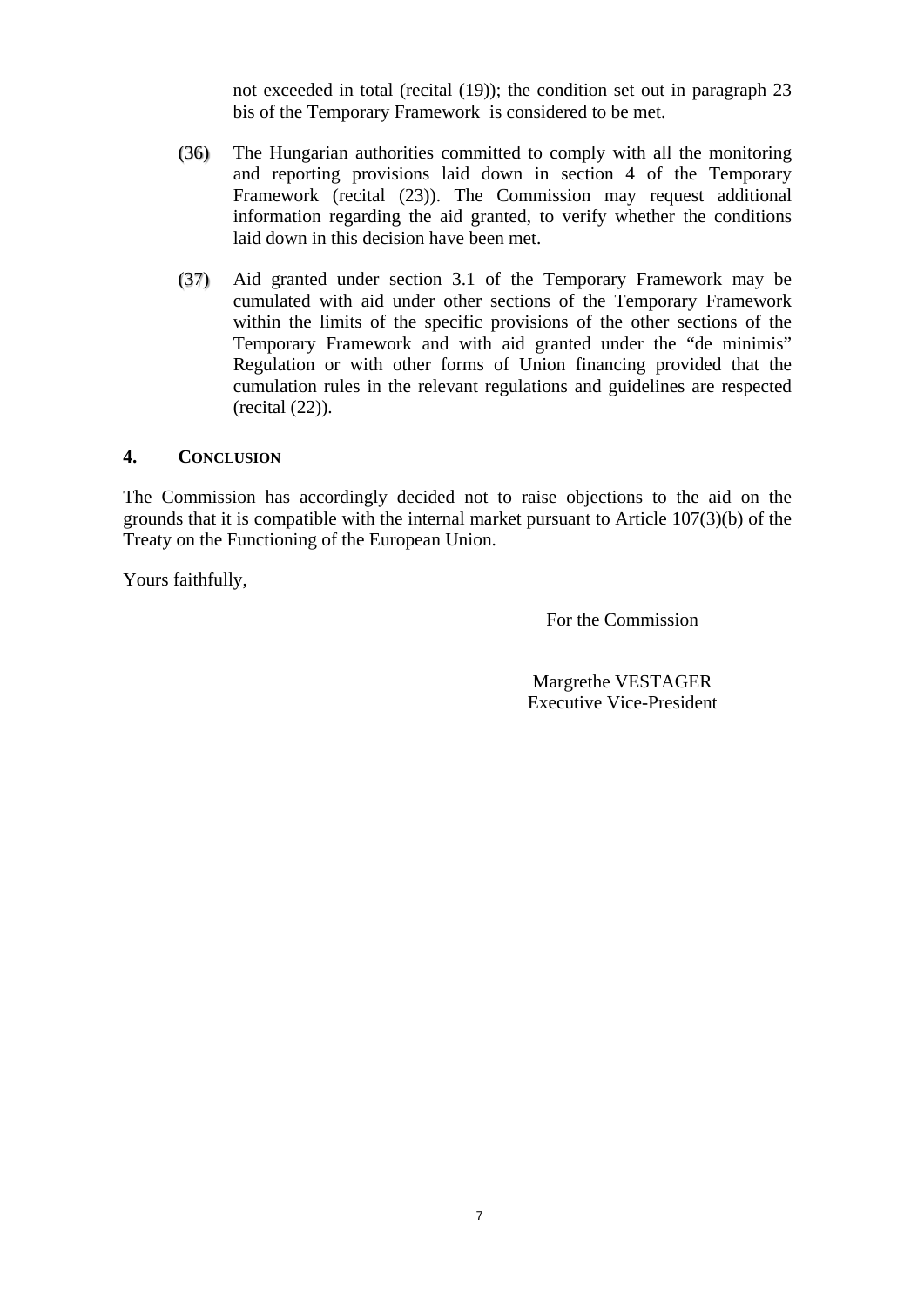not exceeded in total (recital (19)); the condition set out in paragraph 23 bis of the Temporary Framework is considered to be met.

**(36)** The Hungarian authorities committed to comply with all the monitoring and reporting provisions laid down in section 4 of the Temporary Framework (recital (23)). The Commission may request additional information regarding the aid granted, to verify whether the conditions laid down in this decision have been met.

**(37)** Aid granted under section 3.1 of the Temporary Framework may be cumulated with aid under other sections of the Temporary Framework within the limits of the specific provisions of the other sections of the Temporary Framework and with aid granted under the "de minimis" Regulation or with other forms of Union financing provided that the cumulation rules in the relevant regulations and guidelines are respected (recital (22)).

## 4. CONCLUSION

The Commission has accordingly decided not to raise objections to the aid on the grounds that it is compatible with the internal market pursuant to Article 107(3)(b) of the Treaty on the Functioning of the European Union.

Yours faithfully,

For the Commission

Margrethe VESTAGER
Executive Vice-President